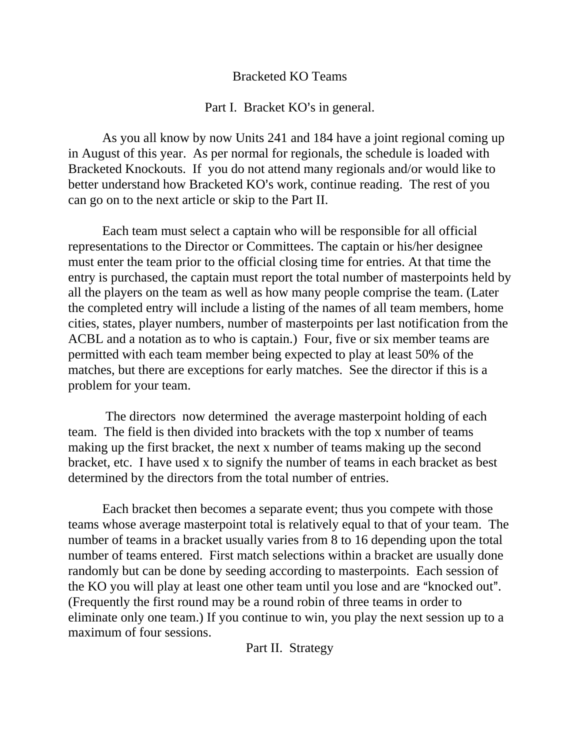# Bracketed KO Teams

## Part I. Bracket KO's in general.

As you all know by now Units 241 and 184 have a joint regional coming up in August of this year. As per normal for regionals, the schedule is loaded with Bracketed Knockouts. If you do not attend many regionals and/or would like to better understand how Bracketed KO's work, continue reading. The rest of you can go on to the next article or skip to the Part II.

Each team must select a captain who will be responsible for all official representations to the Director or Committees. The captain or his/her designee must enter the team prior to the official closing time for entries. At that time the entry is purchased, the captain must report the total number of masterpoints held by all the players on the team as well as how many people comprise the team. (Later the completed entry will include a listing of the names of all team members, home cities, states, player numbers, number of masterpoints per last notification from the ACBL and a notation as to who is captain.) Four, five or six member teams are permitted with each team member being expected to play at least 50% of the matches, but there are exceptions for early matches. See the director if this is a problem for your team.

The directors now determined the average masterpoint holding of each team. The field is then divided into brackets with the top x number of teams making up the first bracket, the next x number of teams making up the second bracket, etc. I have used x to signify the number of teams in each bracket as best determined by the directors from the total number of entries.

Each bracket then becomes a separate event; thus you compete with those teams whose average masterpoint total is relatively equal to that of your team. The number of teams in a bracket usually varies from 8 to 16 depending upon the total number of teams entered. First match selections within a bracket are usually done randomly but can be done by seeding according to masterpoints. Each session of the KO you will play at least one other team until you lose and are "knocked out". (Frequently the first round may be a round robin of three teams in order to eliminate only one team.) If you continue to win, you play the next session up to a maximum of four sessions.

## Part II. Strategy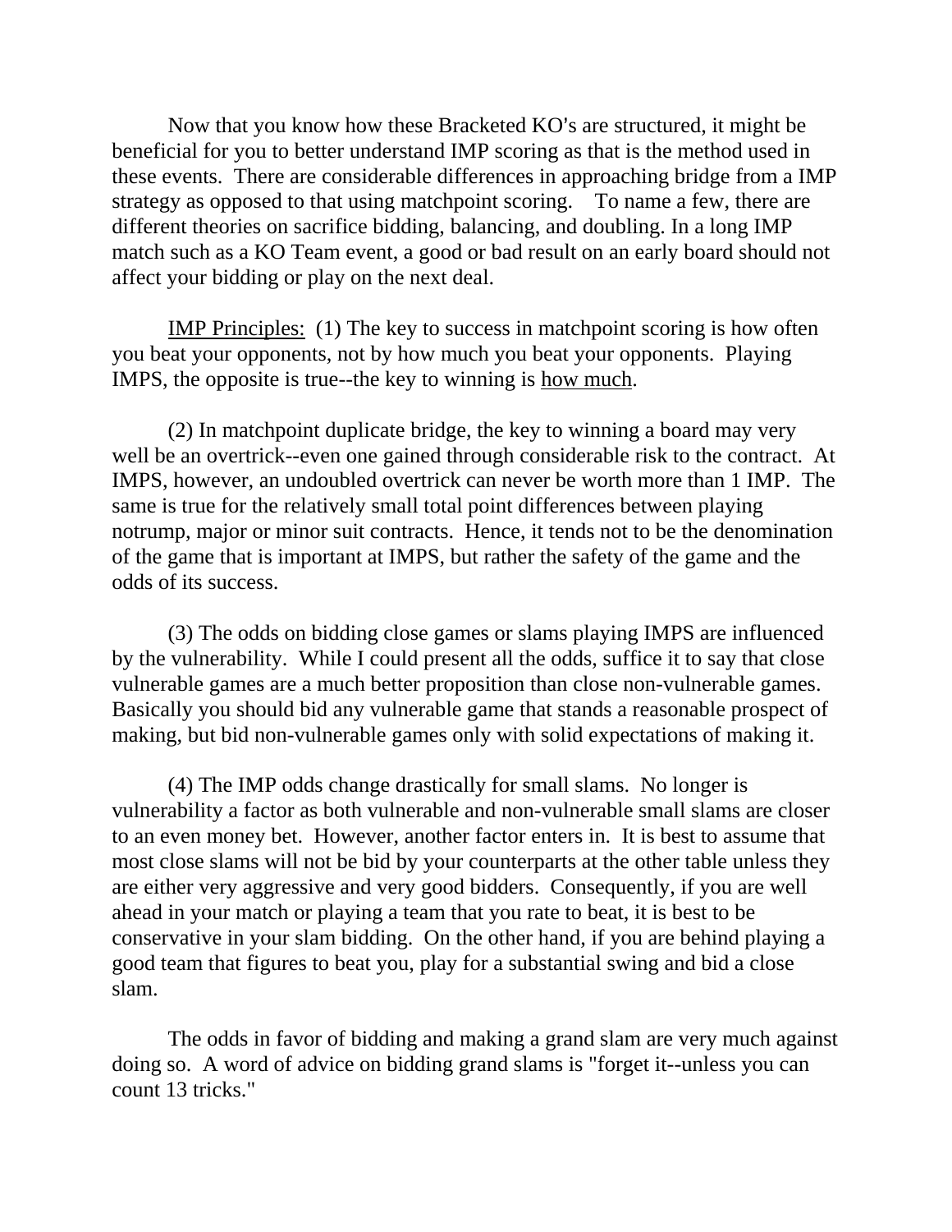Now that you know how these Bracketed KO's are structured, it might be beneficial for you to better understand IMP scoring as that is the method used in these events. There are considerable differences in approaching bridge from a IMP strategy as opposed to that using matchpoint scoring. To name a few, there are different theories on sacrifice bidding, balancing, and doubling. In a long IMP match such as a KO Team event, a good or bad result on an early board should not affect your bidding or play on the next deal.

<u>IMP Principles:</u> (1) The key to success in matchpoint scoring is how often you beat your opponents, not by how much you beat your opponents. Playing IMPS, the opposite is true--the key to winning is <u>how much</u>.

(2) In matchpoint duplicate bridge, the key to winning a board may very well be an overtrick--even one gained through considerable risk to the contract. At IMPS, however, an undoubled overtrick can never be worth more than 1 IMP. The same is true for the relatively small total point differences between playing notrump, major or minor suit contracts. Hence, it tends not to be the denomination of the game that is important at IMPS, but rather the safety of the game and the odds of its success.

(3) The odds on bidding close games or slams playing IMPS are influenced by the vulnerability. While I could present all the odds, suffice it to say that close vulnerable games are a much better proposition than close non-vulnerable games. Basically you should bid any vulnerable game that stands a reasonable prospect of making, but bid non-vulnerable games only with solid expectations of making it.

(4) The IMP odds change drastically for small slams. No longer is vulnerability a factor as both vulnerable and non-vulnerable small slams are closer to an even money bet. However, another factor enters in. It is best to assume that most close slams will not be bid by your counterparts at the other table unless they are either very aggressive and very good bidders. Consequently, if you are well ahead in your match or playing a team that you rate to beat, it is best to be conservative in your slam bidding. On the other hand, if you are behind playing a good team that figures to beat you, play for a substantial swing and bid a close slam.

The odds in favor of bidding and making a grand slam are very much against doing so. A word of advice on bidding grand slams is "forget it--unless you can count 13 tricks."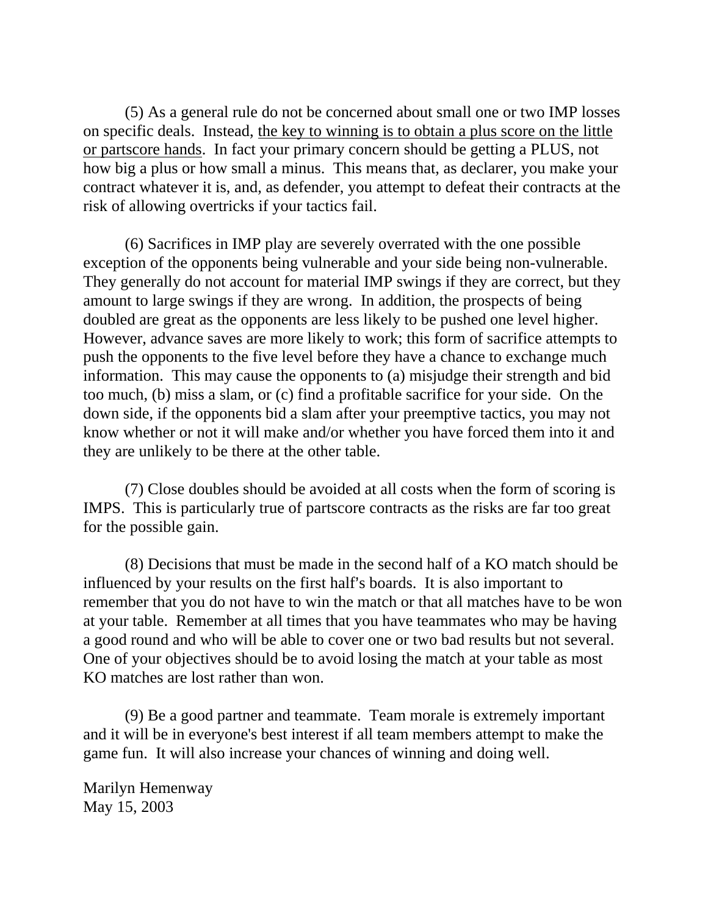(5) As a general rule do not be concerned about small one or two IMP losses on specific deals. Instead, <u>the key to winning is to obtain a plus score on the little or partscore hands</u>. In fact your primary concern should be getting a PLUS, not how big a plus or how small a minus. This means that, as declarer, you make your contract whatever it is, and, as defender, you attempt to defeat their contracts at the risk of allowing overtricks if your tactics fail.

(6) Sacrifices in IMP play are severely overrated with the one possible exception of the opponents being vulnerable and your side being non-vulnerable. They generally do not account for material IMP swings if they are correct, but they amount to large swings if they are wrong. In addition, the prospects of being doubled are great as the opponents are less likely to be pushed one level higher. However, advance saves are more likely to work; this form of sacrifice attempts to push the opponents to the five level before they have a chance to exchange much information. This may cause the opponents to (a) misjudge their strength and bid too much, (b) miss a slam, or (c) find a profitable sacrifice for your side. On the down side, if the opponents bid a slam after your preemptive tactics, you may not know whether or not it will make and/or whether you have forced them into it and they are unlikely to be there at the other table.

(7) Close doubles should be avoided at all costs when the form of scoring is IMPS. This is particularly true of partscore contracts as the risks are far too great for the possible gain.

(8) Decisions that must be made in the second half of a KO match should be influenced by your results on the first half's boards. It is also important to remember that you do not have to win the match or that all matches have to be won at your table. Remember at all times that you have teammates who may be having a good round and who will be able to cover one or two bad results but not several. One of your objectives should be to avoid losing the match at your table as most KO matches are lost rather than won.

(9) Be a good partner and teammate. Team morale is extremely important and it will be in everyone's best interest if all team members attempt to make the game fun. It will also increase your chances of winning and doing well.

Marilyn Hemenway
May 15, 2003